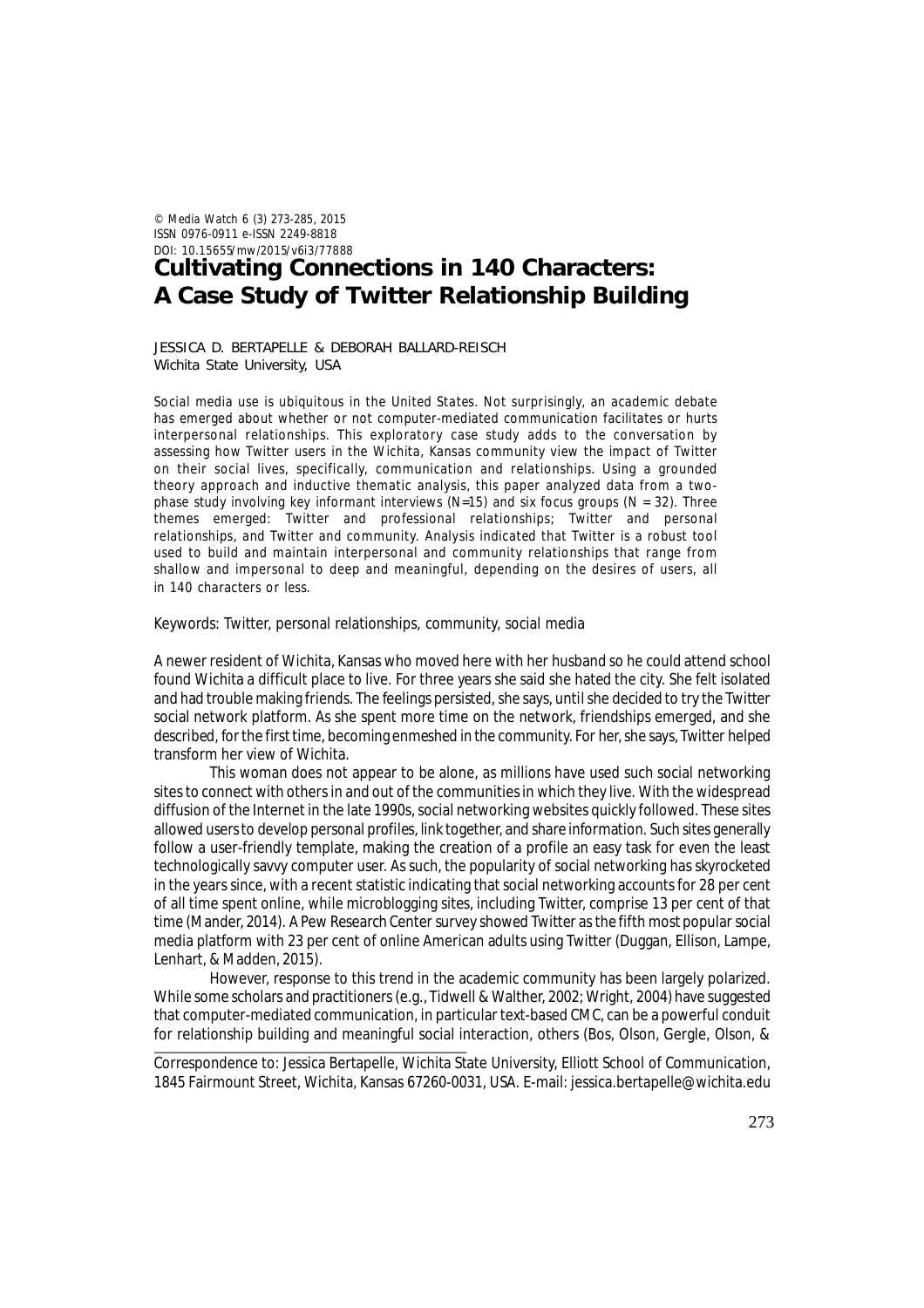© Media Watch 6 (3) 273-285, 2015
ISSN 0976-0911 e-ISSN 2249-8818
DOI: 10.15655/mw/2015/v6i3/77888

# Cultivating Connections in 140 Characters: A Case Study of Twitter Relationship Building

JESSICA D. BERTAPELLE & DEBORAH BALLARD-REISCH
Wichita State University, USA

Social media use is ubiquitous in the United States. Not surprisingly, an academic debate has emerged about whether or not computer-mediated communication facilitates or hurts interpersonal relationships. This exploratory case study adds to the conversation by assessing how Twitter users in the Wichita, Kansas community view the impact of Twitter on their social lives, specifically, communication and relationships. Using a grounded theory approach and inductive thematic analysis, this paper analyzed data from a two-phase study involving key informant interviews (N=15) and six focus groups (N = 32). Three themes emerged: Twitter and professional relationships; Twitter and personal relationships, and Twitter and community. Analysis indicated that Twitter is a robust tool used to build and maintain interpersonal and community relationships that range from shallow and impersonal to deep and meaningful, depending on the desires of users, all in 140 characters or less.

Keywords: Twitter, personal relationships, community, social media

A newer resident of Wichita, Kansas who moved here with her husband so he could attend school found Wichita a difficult place to live. For three years she said she hated the city. She felt isolated and had trouble making friends. The feelings persisted, she says, until she decided to try the Twitter social network platform. As she spent more time on the network, friendships emerged, and she described, for the first time, becoming enmeshed in the community. For her, she says, Twitter helped transform her view of Wichita.

This woman does not appear to be alone, as millions have used such social networking sites to connect with others in and out of the communities in which they live. With the widespread diffusion of the Internet in the late 1990s, social networking websites quickly followed. These sites allowed users to develop personal profiles, link together, and share information. Such sites generally follow a user-friendly template, making the creation of a profile an easy task for even the least technologically savvy computer user. As such, the popularity of social networking has skyrocketed in the years since, with a recent statistic indicating that social networking accounts for 28 per cent of all time spent online, while microblogging sites, including Twitter, comprise 13 per cent of that time (Mander, 2014). A Pew Research Center survey showed Twitter as the fifth most popular social media platform with 23 per cent of online American adults using Twitter (Duggan, Ellison, Lampe, Lenhart, & Madden, 2015).

However, response to this trend in the academic community has been largely polarized. While some scholars and practitioners (e.g., Tidwell & Walther, 2002; Wright, 2004) have suggested that computer-mediated communication, in particular text-based CMC, can be a powerful conduit for relationship building and meaningful social interaction, others (Bos, Olson, Gergle, Olson, &

Correspondence to: Jessica Bertapelle, Wichita State University, Elliott School of Communication, 1845 Fairmount Street, Wichita, Kansas 67260-0031, USA. E-mail: jessica.bertapelle@wichita.edu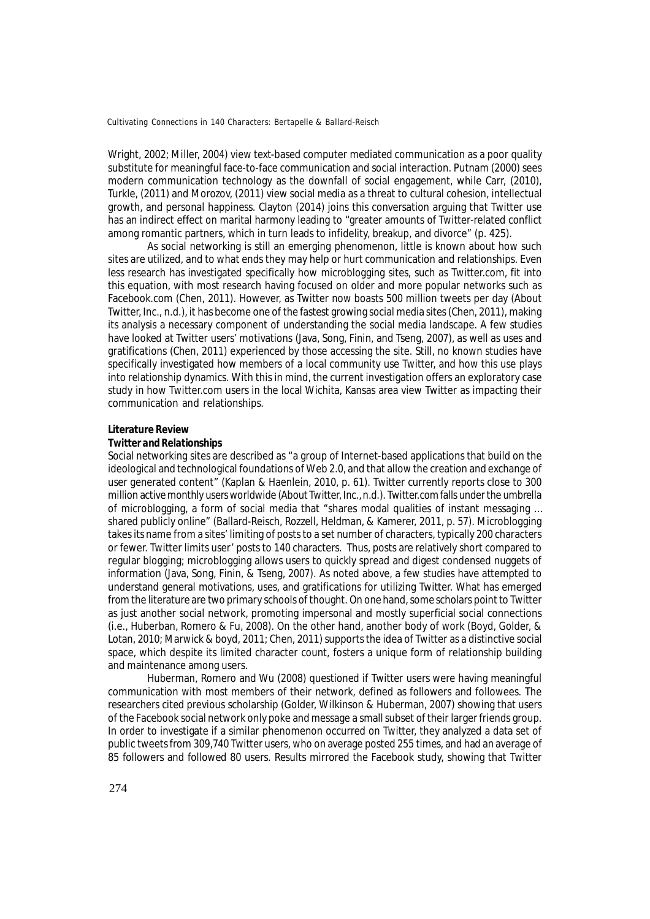Wright, 2002; Miller, 2004) view text-based computer mediated communication as a poor quality substitute for meaningful face-to-face communication and social interaction. Putnam (2000) sees modern communication technology as the downfall of social engagement, while Carr, (2010), Turkle, (2011) and Morozov, (2011) view social media as a threat to cultural cohesion, intellectual growth, and personal happiness. Clayton (2014) joins this conversation arguing that Twitter use has an indirect effect on marital harmony leading to "greater amounts of Twitter-related conflict among romantic partners, which in turn leads to infidelity, breakup, and divorce" (p. 425).

As social networking is still an emerging phenomenon, little is known about how such sites are utilized, and to what ends they may help or hurt communication and relationships. Even less research has investigated specifically how microblogging sites, such as Twitter.com, fit into this equation, with most research having focused on older and more popular networks such as Facebook.com (Chen, 2011). However, as Twitter now boasts 500 million tweets per day (About Twitter, Inc., n.d.), it has become one of the fastest growing social media sites (Chen, 2011), making its analysis a necessary component of understanding the social media landscape. A few studies have looked at Twitter users' motivations (Java, Song, Finin, and Tseng, 2007), as well as uses and gratifications (Chen, 2011) experienced by those accessing the site. Still, no known studies have specifically investigated how members of a local community use Twitter, and how this use plays into relationship dynamics. With this in mind, the current investigation offers an exploratory case study in how Twitter.com users in the local Wichita, Kansas area view Twitter as impacting their communication and relationships.

## Literature Review

### Twitter and Relationships

Social networking sites are described as "a group of Internet-based applications that build on the ideological and technological foundations of Web 2.0, and that allow the creation and exchange of user generated content" (Kaplan & Haenlein, 2010, p. 61). Twitter currently reports close to 300 million active monthly users worldwide (About Twitter, Inc., n.d.). Twitter.com falls under the umbrella of microblogging, a form of social media that "shares modal qualities of instant messaging … shared publicly online" (Ballard-Reisch, Rozzell, Heldman, & Kamerer, 2011, p. 57). Microblogging takes its name from a sites' limiting of posts to a set number of characters, typically 200 characters or fewer. Twitter limits user' posts to 140 characters. Thus, posts are relatively short compared to regular blogging; microblogging allows users to quickly spread and digest condensed nuggets of information (Java, Song, Finin, & Tseng, 2007). As noted above, a few studies have attempted to understand general motivations, uses, and gratifications for utilizing Twitter. What has emerged from the literature are two primary schools of thought. On one hand, some scholars point to Twitter as just another social network, promoting impersonal and mostly superficial social connections (i.e., Huberban, Romero & Fu, 2008). On the other hand, another body of work (Boyd, Golder, & Lotan, 2010; Marwick & boyd, 2011; Chen, 2011) supports the idea of Twitter as a distinctive social space, which despite its limited character count, fosters a unique form of relationship building and maintenance among users.

Huberman, Romero and Wu (2008) questioned if Twitter users were having meaningful communication with most members of their network, defined as followers and followees. The researchers cited previous scholarship (Golder, Wilkinson & Huberman, 2007) showing that users of the Facebook social network only poke and message a small subset of their larger friends group. In order to investigate if a similar phenomenon occurred on Twitter, they analyzed a data set of public tweets from 309,740 Twitter users, who on average posted 255 times, and had an average of 85 followers and followed 80 users. Results mirrored the Facebook study, showing that Twitter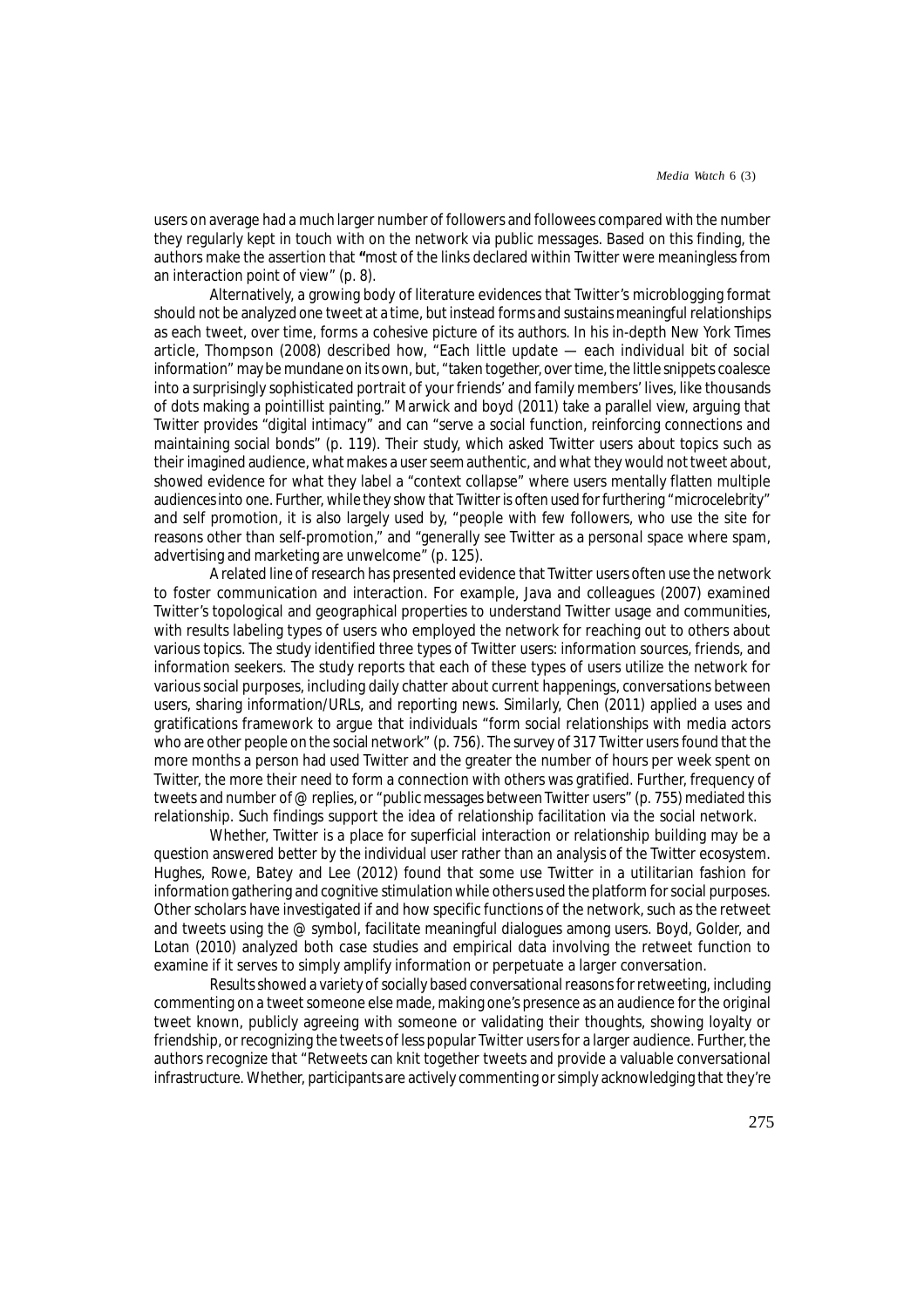users on average had a much larger number of followers and followees compared with the number they regularly kept in touch with on the network via public messages. Based on this finding, the authors make the assertion that **"**most of the links declared within Twitter were meaningless from an interaction point of view" (p. 8).

Alternatively, a growing body of literature evidences that Twitter's microblogging format should not be analyzed one tweet at a time, but instead forms and sustains meaningful relationships as each tweet, over time, forms a cohesive picture of its authors. In his in-depth New York Times article, Thompson (2008) described how, "Each little update — each individual bit of social information" may be mundane on its own, but, "taken together, over time, the little snippets coalesce into a surprisingly sophisticated portrait of your friends' and family members' lives, like thousands of dots making a pointillist painting." Marwick and boyd (2011) take a parallel view, arguing that Twitter provides "digital intimacy" and can "serve a social function, reinforcing connections and maintaining social bonds" (p. 119). Their study, which asked Twitter users about topics such as their imagined audience, what makes a user seem authentic, and what they would not tweet about, showed evidence for what they label a "context collapse" where users mentally flatten multiple audiences into one. Further, while they show that Twitter is often used for furthering "microcelebrity" and self promotion, it is also largely used by, "people with few followers, who use the site for reasons other than self-promotion," and "generally see Twitter as a personal space where spam, advertising and marketing are unwelcome" (p. 125).

A related line of research has presented evidence that Twitter users often use the network to foster communication and interaction. For example, Java and colleagues (2007) examined Twitter's topological and geographical properties to understand Twitter usage and communities, with results labeling types of users who employed the network for reaching out to others about various topics. The study identified three types of Twitter users: information sources, friends, and information seekers. The study reports that each of these types of users utilize the network for various social purposes, including daily chatter about current happenings, conversations between users, sharing information/URLs, and reporting news. Similarly, Chen (2011) applied a uses and gratifications framework to argue that individuals "form social relationships with media actors who are other people on the social network" (p. 756). The survey of 317 Twitter users found that the more months a person had used Twitter and the greater the number of hours per week spent on Twitter, the more their need to form a connection with others was gratified. Further, frequency of tweets and number of @ replies, or "public messages between Twitter users" (p. 755) mediated this relationship. Such findings support the idea of relationship facilitation via the social network.

Whether, Twitter is a place for superficial interaction or relationship building may be a question answered better by the individual user rather than an analysis of the Twitter ecosystem. Hughes, Rowe, Batey and Lee (2012) found that some use Twitter in a utilitarian fashion for information gathering and cognitive stimulation while others used the platform for social purposes. Other scholars have investigated if and how specific functions of the network, such as the retweet and tweets using the @ symbol, facilitate meaningful dialogues among users. Boyd, Golder, and Lotan (2010) analyzed both case studies and empirical data involving the retweet function to examine if it serves to simply amplify information or perpetuate a larger conversation.

Results showed a variety of socially based conversational reasons for retweeting, including commenting on a tweet someone else made, making one's presence as an audience for the original tweet known, publicly agreeing with someone or validating their thoughts, showing loyalty or friendship, or recognizing the tweets of less popular Twitter users for a larger audience. Further, the authors recognize that "Retweets can knit together tweets and provide a valuable conversational infrastructure. Whether, participants are actively commenting or simply acknowledging that they're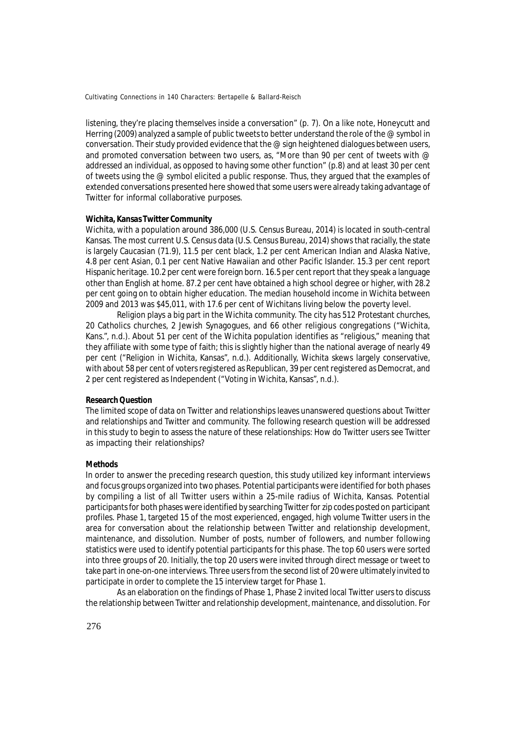listening, they're placing themselves inside a conversation" (p. 7). On a like note, Honeycutt and Herring (2009) analyzed a sample of public tweets to better understand the role of the @ symbol in conversation. Their study provided evidence that the @ sign heightened dialogues between users, and promoted conversation between two users, as, "More than 90 per cent of tweets with @ addressed an individual, as opposed to having some other function" (p.8) and at least 30 per cent of tweets using the @ symbol elicited a public response. Thus, they argued that the examples of extended conversations presented here showed that some users were already taking advantage of Twitter for informal collaborative purposes.

**Wichita, Kansas Twitter Community**

Wichita, with a population around 386,000 (U.S. Census Bureau, 2014) is located in south-central Kansas. The most current U.S. Census data (U.S. Census Bureau, 2014) shows that racially, the state is largely Caucasian (71.9), 11.5 per cent black, 1.2 per cent American Indian and Alaska Native, 4.8 per cent Asian, 0.1 per cent Native Hawaiian and other Pacific Islander. 15.3 per cent report Hispanic heritage. 10.2 per cent were foreign born. 16.5 per cent report that they speak a language other than English at home. 87.2 per cent have obtained a high school degree or higher, with 28.2 per cent going on to obtain higher education. The median household income in Wichita between 2009 and 2013 was $45,011, with 17.6 per cent of Wichitans living below the poverty level.

Religion plays a big part in the Wichita community. The city has 512 Protestant churches, 20 Catholics churches, 2 Jewish Synagogues, and 66 other religious congregations ("Wichita, Kans.", n.d.). About 51 per cent of the Wichita population identifies as "religious," meaning that they affiliate with some type of faith; this is slightly higher than the national average of nearly 49 per cent ("Religion in Wichita, Kansas", n.d.). Additionally, Wichita skews largely conservative, with about 58 per cent of voters registered as Republican, 39 per cent registered as Democrat, and 2 per cent registered as Independent ("Voting in Wichita, Kansas", n.d.).

**Research Question**

The limited scope of data on Twitter and relationships leaves unanswered questions about Twitter and relationships and Twitter and community. The following research question will be addressed in this study to begin to assess the nature of these relationships: How do Twitter users see Twitter as impacting their relationships?

**Methods**

In order to answer the preceding research question, this study utilized key informant interviews and focus groups organized into two phases. Potential participants were identified for both phases by compiling a list of all Twitter users within a 25-mile radius of Wichita, Kansas. Potential participants for both phases were identified by searching Twitter for zip codes posted on participant profiles. Phase 1, targeted 15 of the most experienced, engaged, high volume Twitter users in the area for conversation about the relationship between Twitter and relationship development, maintenance, and dissolution. Number of posts, number of followers, and number following statistics were used to identify potential participants for this phase. The top 60 users were sorted into three groups of 20. Initially, the top 20 users were invited through direct message or tweet to take part in one-on-one interviews. Three users from the second list of 20 were ultimately invited to participate in order to complete the 15 interview target for Phase 1.

As an elaboration on the findings of Phase 1, Phase 2 invited local Twitter users to discuss the relationship between Twitter and relationship development, maintenance, and dissolution. For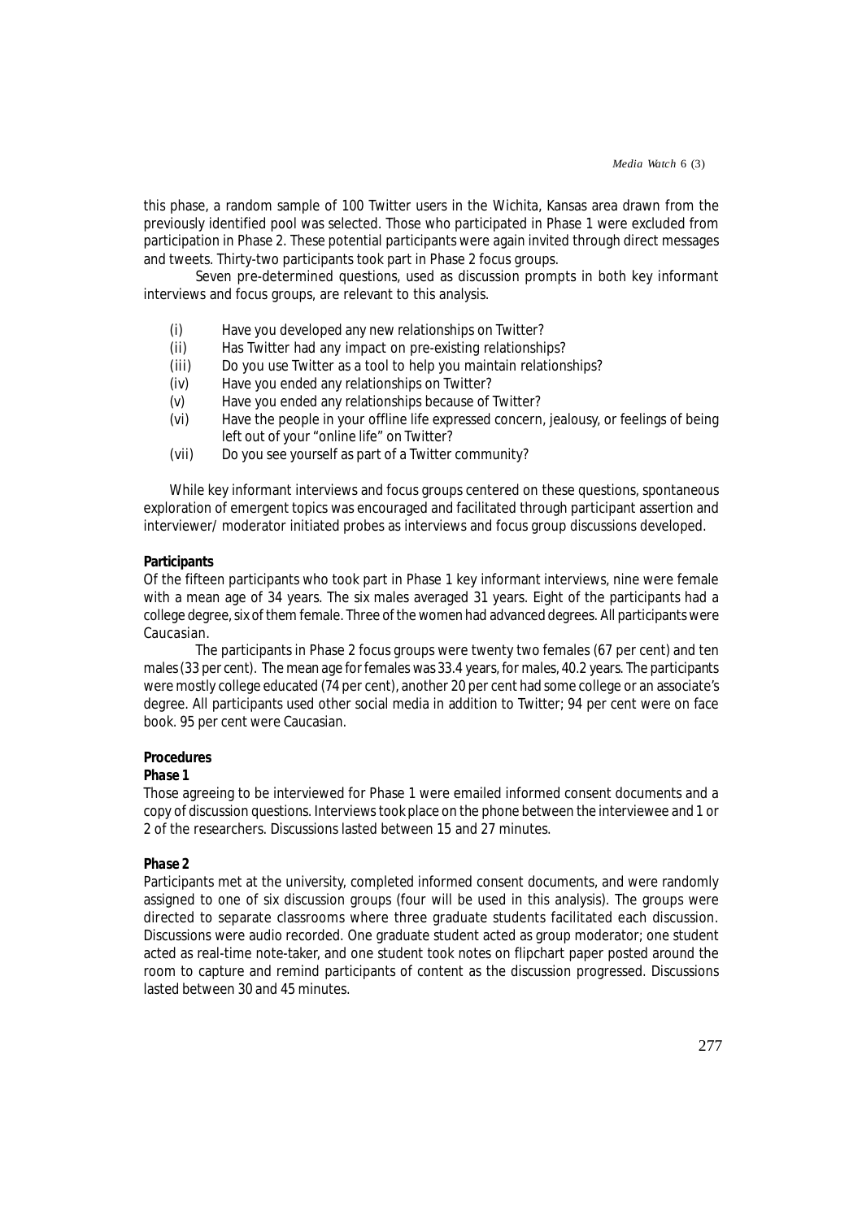this phase, a random sample of 100 Twitter users in the Wichita, Kansas area drawn from the previously identified pool was selected. Those who participated in Phase 1 were excluded from participation in Phase 2. These potential participants were again invited through direct messages and tweets. Thirty-two participants took part in Phase 2 focus groups.

Seven pre-determined questions, used as discussion prompts in both key informant interviews and focus groups, are relevant to this analysis.

- (i) Have you developed any new relationships on Twitter?
- (ii) Has Twitter had any impact on pre-existing relationships?
- (iii) Do you use Twitter as a tool to help you maintain relationships?
- (iv) Have you ended any relationships on Twitter?
- (v) Have you ended any relationships because of Twitter?
- (vi) Have the people in your offline life expressed concern, jealousy, or feelings of being left out of your "online life" on Twitter?
- (vii) Do you see yourself as part of a Twitter community?

While key informant interviews and focus groups centered on these questions, spontaneous exploration of emergent topics was encouraged and facilitated through participant assertion and interviewer/ moderator initiated probes as interviews and focus group discussions developed.

**Participants**

Of the fifteen participants who took part in Phase 1 key informant interviews, nine were female with a mean age of 34 years. The six males averaged 31 years. Eight of the participants had a college degree, six of them female. Three of the women had advanced degrees. All participants were Caucasian.

The participants in Phase 2 focus groups were twenty two females (67 per cent) and ten males (33 per cent). The mean age for females was 33.4 years, for males, 40.2 years. The participants were mostly college educated (74 per cent), another 20 per cent had some college or an associate's degree. All participants used other social media in addition to Twitter; 94 per cent were on face book. 95 per cent were Caucasian.

**Procedures**

***Phase 1***

Those agreeing to be interviewed for Phase 1 were emailed informed consent documents and a copy of discussion questions. Interviews took place on the phone between the interviewee and 1 or 2 of the researchers. Discussions lasted between 15 and 27 minutes.

***Phase 2***

Participants met at the university, completed informed consent documents, and were randomly assigned to one of six discussion groups (four will be used in this analysis). The groups were directed to separate classrooms where three graduate students facilitated each discussion. Discussions were audio recorded. One graduate student acted as group moderator; one student acted as real-time note-taker, and one student took notes on flipchart paper posted around the room to capture and remind participants of content as the discussion progressed. Discussions lasted between 30 and 45 minutes.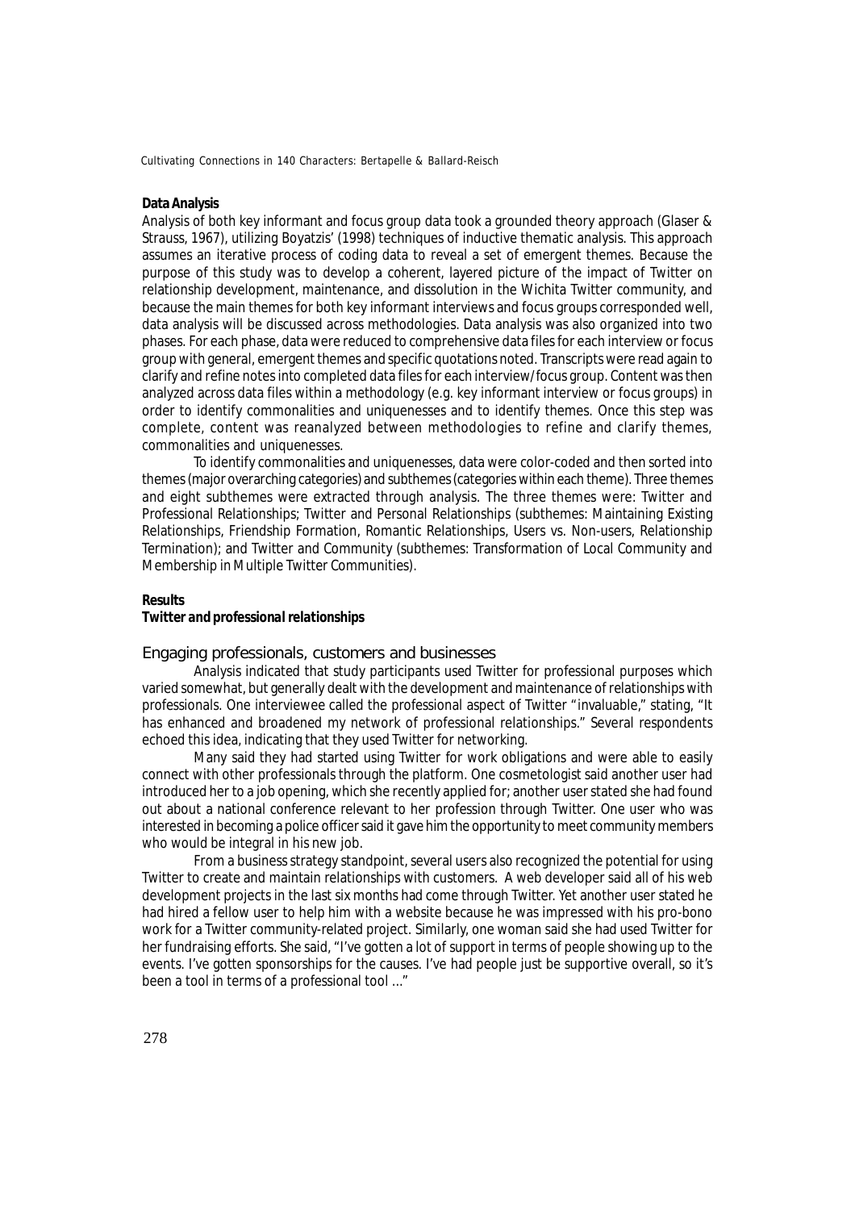**Data Analysis**

Analysis of both key informant and focus group data took a grounded theory approach (Glaser & Strauss, 1967), utilizing Boyatzis' (1998) techniques of inductive thematic analysis. This approach assumes an iterative process of coding data to reveal a set of emergent themes. Because the purpose of this study was to develop a coherent, layered picture of the impact of Twitter on relationship development, maintenance, and dissolution in the Wichita Twitter community, and because the main themes for both key informant interviews and focus groups corresponded well, data analysis will be discussed across methodologies. Data analysis was also organized into two phases. For each phase, data were reduced to comprehensive data files for each interview or focus group with general, emergent themes and specific quotations noted. Transcripts were read again to clarify and refine notes into completed data files for each interview/focus group. Content was then analyzed across data files within a methodology (e.g. key informant interview or focus groups) in order to identify commonalities and uniquenesses and to identify themes. Once this step was complete, content was reanalyzed between methodologies to refine and clarify themes, commonalities and uniquenesses.

To identify commonalities and uniquenesses, data were color-coded and then sorted into themes (major overarching categories) and subthemes (categories within each theme). Three themes and eight subthemes were extracted through analysis. The three themes were: Twitter and Professional Relationships; Twitter and Personal Relationships (subthemes: Maintaining Existing Relationships, Friendship Formation, Romantic Relationships, Users vs. Non-users, Relationship Termination); and Twitter and Community (subthemes: Transformation of Local Community and Membership in Multiple Twitter Communities).

**Results**

***Twitter and professional relationships***

Engaging professionals, customers and businesses

Analysis indicated that study participants used Twitter for professional purposes which varied somewhat, but generally dealt with the development and maintenance of relationships with professionals. One interviewee called the professional aspect of Twitter "invaluable," stating, "It has enhanced and broadened my network of professional relationships." Several respondents echoed this idea, indicating that they used Twitter for networking.

Many said they had started using Twitter for work obligations and were able to easily connect with other professionals through the platform. One cosmetologist said another user had introduced her to a job opening, which she recently applied for; another user stated she had found out about a national conference relevant to her profession through Twitter. One user who was interested in becoming a police officer said it gave him the opportunity to meet community members who would be integral in his new job.

From a business strategy standpoint, several users also recognized the potential for using Twitter to create and maintain relationships with customers. A web developer said all of his web development projects in the last six months had come through Twitter. Yet another user stated he had hired a fellow user to help him with a website because he was impressed with his pro-bono work for a Twitter community-related project. Similarly, one woman said she had used Twitter for her fundraising efforts. She said, "I've gotten a lot of support in terms of people showing up to the events. I've gotten sponsorships for the causes. I've had people just be supportive overall, so it's been a tool in terms of a professional tool ..."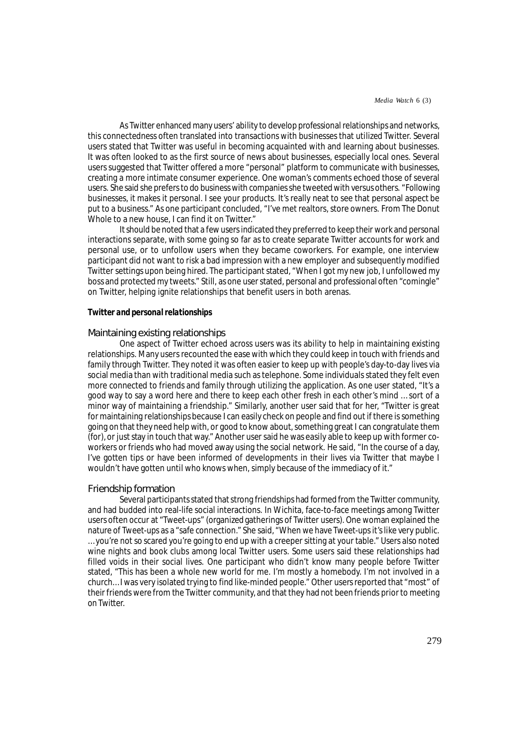As Twitter enhanced many users' ability to develop professional relationships and networks, this connectedness often translated into transactions with businesses that utilized Twitter. Several users stated that Twitter was useful in becoming acquainted with and learning about businesses. It was often looked to as the first source of news about businesses, especially local ones. Several users suggested that Twitter offered a more "personal" platform to communicate with businesses, creating a more intimate consumer experience. One woman's comments echoed those of several users. She said she prefers to do business with companies she tweeted with versus others. "Following businesses, it makes it personal. I see your products. It's really neat to see that personal aspect be put to a business." As one participant concluded, "I've met realtors, store owners. From The Donut Whole to a new house, I can find it on Twitter."

It should be noted that a few users indicated they preferred to keep their work and personal interactions separate, with some going so far as to create separate Twitter accounts for work and personal use, or to unfollow users when they became coworkers. For example, one interview participant did not want to risk a bad impression with a new employer and subsequently modified Twitter settings upon being hired. The participant stated, "When I got my new job, I unfollowed my boss and protected my tweets." Still, as one user stated, personal and professional often "comingle" on Twitter, helping ignite relationships that benefit users in both arenas.

***Twitter and personal relationships***

### Maintaining existing relationships

One aspect of Twitter echoed across users was its ability to help in maintaining existing relationships. Many users recounted the ease with which they could keep in touch with friends and family through Twitter. They noted it was often easier to keep up with people's day-to-day lives via social media than with traditional media such as telephone. Some individuals stated they felt even more connected to friends and family through utilizing the application. As one user stated, "It's a good way to say a word here and there to keep each other fresh in each other's mind … sort of a minor way of maintaining a friendship." Similarly, another user said that for her, "Twitter is great for maintaining relationships because I can easily check on people and find out if there is something going on that they need help with, or good to know about, something great I can congratulate them (for), or just stay in touch that way." Another user said he was easily able to keep up with former co-workers or friends who had moved away using the social network. He said, "In the course of a day, I've gotten tips or have been informed of developments in their lives via Twitter that maybe I wouldn't have gotten until who knows when, simply because of the immediacy of it."

### Friendship formation

Several participants stated that strong friendships had formed from the Twitter community, and had budded into real-life social interactions. In Wichita, face-to-face meetings among Twitter users often occur at "Tweet-ups" (organized gatherings of Twitter users). One woman explained the nature of Tweet-ups as a "safe connection." She said, "When we have Tweet-ups it's like very public. …you're not so scared you're going to end up with a creeper sitting at your table." Users also noted wine nights and book clubs among local Twitter users. Some users said these relationships had filled voids in their social lives. One participant who didn't know many people before Twitter stated, "This has been a whole new world for me. I'm mostly a homebody. I'm not involved in a church… I was very isolated trying to find like-minded people." Other users reported that "most" of their friends were from the Twitter community, and that they had not been friends prior to meeting on Twitter.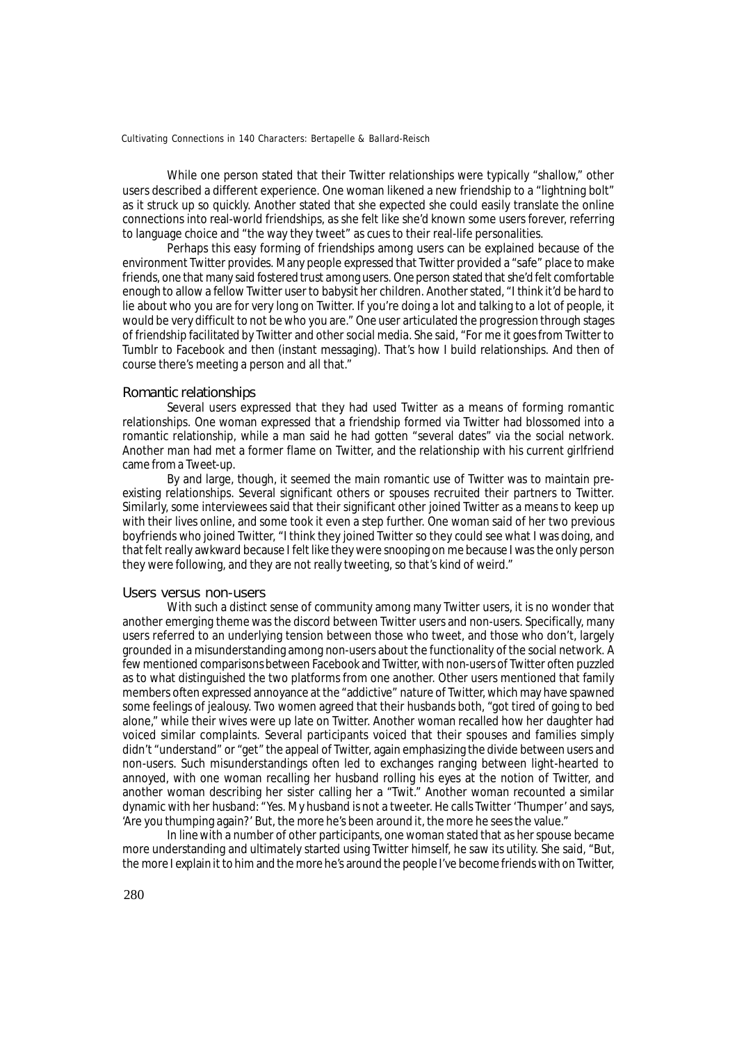While one person stated that their Twitter relationships were typically "shallow," other users described a different experience. One woman likened a new friendship to a "lightning bolt" as it struck up so quickly. Another stated that she expected she could easily translate the online connections into real-world friendships, as she felt like she'd known some users forever, referring to language choice and "the way they tweet" as cues to their real-life personalities.

Perhaps this easy forming of friendships among users can be explained because of the environment Twitter provides. Many people expressed that Twitter provided a "safe" place to make friends, one that many said fostered trust among users. One person stated that she'd felt comfortable enough to allow a fellow Twitter user to babysit her children. Another stated, "I think it'd be hard to lie about who you are for very long on Twitter. If you're doing a lot and talking to a lot of people, it would be very difficult to not be who you are." One user articulated the progression through stages of friendship facilitated by Twitter and other social media. She said, "For me it goes from Twitter to Tumblr to Facebook and then (instant messaging). That's how I build relationships. And then of course there's meeting a person and all that."

### Romantic relationships

Several users expressed that they had used Twitter as a means of forming romantic relationships. One woman expressed that a friendship formed via Twitter had blossomed into a romantic relationship, while a man said he had gotten "several dates" via the social network. Another man had met a former flame on Twitter, and the relationship with his current girlfriend came from a Tweet-up.

By and large, though, it seemed the main romantic use of Twitter was to maintain pre-existing relationships. Several significant others or spouses recruited their partners to Twitter. Similarly, some interviewees said that their significant other joined Twitter as a means to keep up with their lives online, and some took it even a step further. One woman said of her two previous boyfriends who joined Twitter, "I think they joined Twitter so they could see what I was doing, and that felt really awkward because I felt like they were snooping on me because I was the only person they were following, and they are not really tweeting, so that's kind of weird."

### Users versus non-users

With such a distinct sense of community among many Twitter users, it is no wonder that another emerging theme was the discord between Twitter users and non-users. Specifically, many users referred to an underlying tension between those who tweet, and those who don't, largely grounded in a misunderstanding among non-users about the functionality of the social network. A few mentioned comparisons between Facebook and Twitter, with non-users of Twitter often puzzled as to what distinguished the two platforms from one another. Other users mentioned that family members often expressed annoyance at the "addictive" nature of Twitter, which may have spawned some feelings of jealousy. Two women agreed that their husbands both, "got tired of going to bed alone," while their wives were up late on Twitter. Another woman recalled how her daughter had voiced similar complaints. Several participants voiced that their spouses and families simply didn't "understand" or "get" the appeal of Twitter, again emphasizing the divide between users and non-users. Such misunderstandings often led to exchanges ranging between light-hearted to annoyed, with one woman recalling her husband rolling his eyes at the notion of Twitter, and another woman describing her sister calling her a "Twit." Another woman recounted a similar dynamic with her husband: "Yes. My husband is not a tweeter. He calls Twitter 'Thumper' and says, 'Are you thumping again?' But, the more he's been around it, the more he sees the value."

In line with a number of other participants, one woman stated that as her spouse became more understanding and ultimately started using Twitter himself, he saw its utility. She said, "But, the more I explain it to him and the more he's around the people I've become friends with on Twitter,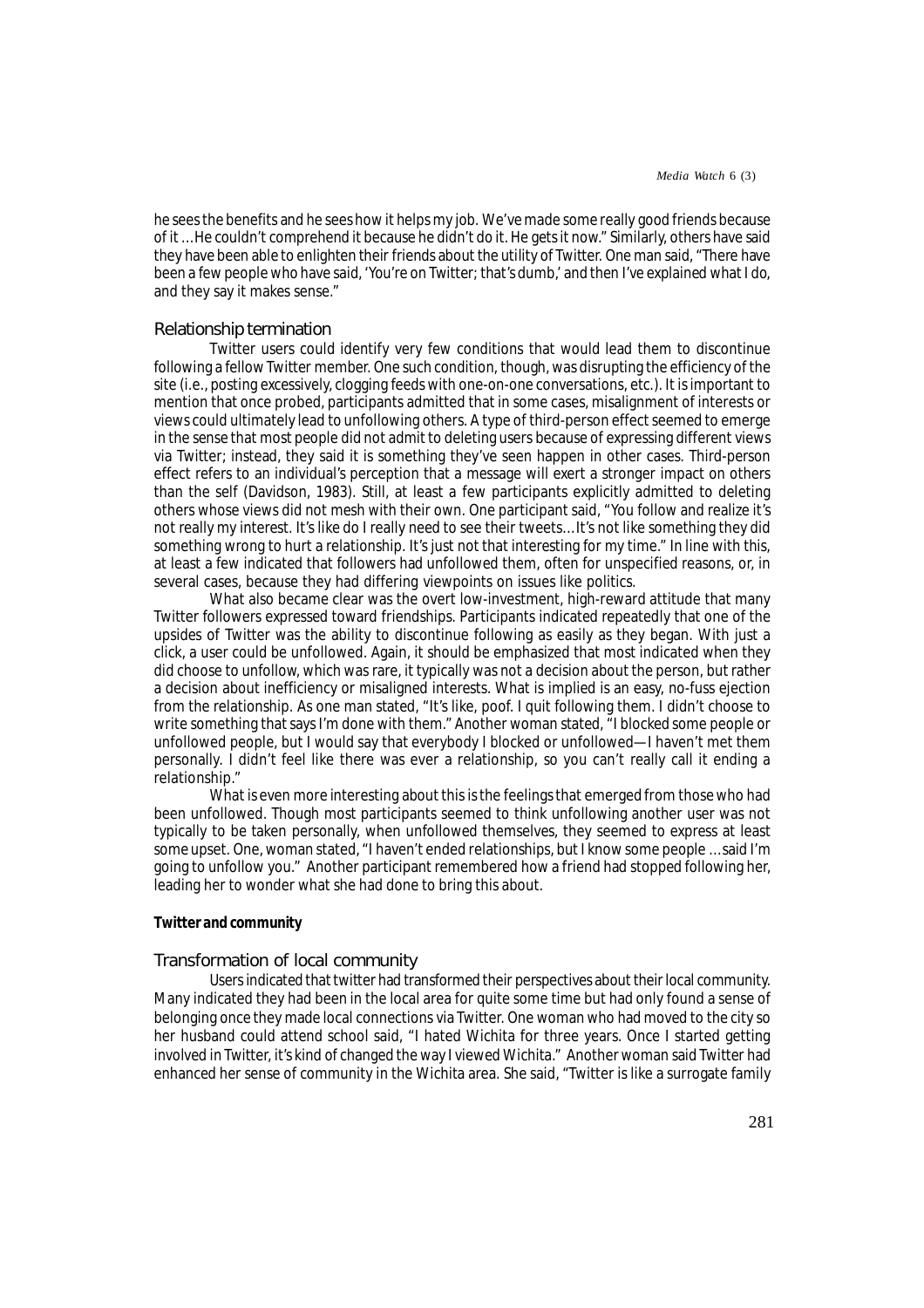he sees the benefits and he sees how it helps my job. We've made some really good friends because of it …He couldn't comprehend it because he didn't do it. He gets it now." Similarly, others have said they have been able to enlighten their friends about the utility of Twitter. One man said, "There have been a few people who have said, 'You're on Twitter; that's dumb,' and then I've explained what I do, and they say it makes sense."

### Relationship termination

Twitter users could identify very few conditions that would lead them to discontinue following a fellow Twitter member. One such condition, though, was disrupting the efficiency of the site (i.e., posting excessively, clogging feeds with one-on-one conversations, etc.). It is important to mention that once probed, participants admitted that in some cases, misalignment of interests or views could ultimately lead to unfollowing others. A type of third-person effect seemed to emerge in the sense that most people did not admit to deleting users because of expressing different views via Twitter; instead, they said it is something they've seen happen in other cases. Third-person effect refers to an individual's perception that a message will exert a stronger impact on others than the self (Davidson, 1983). Still, at least a few participants explicitly admitted to deleting others whose views did not mesh with their own. One participant said, "You follow and realize it's not really my interest. It's like do I really need to see their tweets…It's not like something they did something wrong to hurt a relationship. It's just not that interesting for my time." In line with this, at least a few indicated that followers had unfollowed them, often for unspecified reasons, or, in several cases, because they had differing viewpoints on issues like politics.

What also became clear was the overt low-investment, high-reward attitude that many Twitter followers expressed toward friendships. Participants indicated repeatedly that one of the upsides of Twitter was the ability to discontinue following as easily as they began. With just a click, a user could be unfollowed. Again, it should be emphasized that most indicated when they did choose to unfollow, which was rare, it typically was not a decision about the person, but rather a decision about inefficiency or misaligned interests. What is implied is an easy, no-fuss ejection from the relationship. As one man stated, "It's like, poof. I quit following them. I didn't choose to write something that says I'm done with them." Another woman stated, "I blocked some people or unfollowed people, but I would say that everybody I blocked or unfollowed—I haven't met them personally. I didn't feel like there was ever a relationship, so you can't really call it ending a relationship."

What is even more interesting about this is the feelings that emerged from those who had been unfollowed. Though most participants seemed to think unfollowing another user was not typically to be taken personally, when unfollowed themselves, they seemed to express at least some upset. One, woman stated, "I haven't ended relationships, but I know some people …said I'm going to unfollow you." Another participant remembered how a friend had stopped following her, leading her to wonder what she had done to bring this about.

## Twitter and community

### Transformation of local community

Users indicated that twitter had transformed their perspectives about their local community. Many indicated they had been in the local area for quite some time but had only found a sense of belonging once they made local connections via Twitter. One woman who had moved to the city so her husband could attend school said, "I hated Wichita for three years. Once I started getting involved in Twitter, it's kind of changed the way I viewed Wichita." Another woman said Twitter had enhanced her sense of community in the Wichita area. She said, "Twitter is like a surrogate family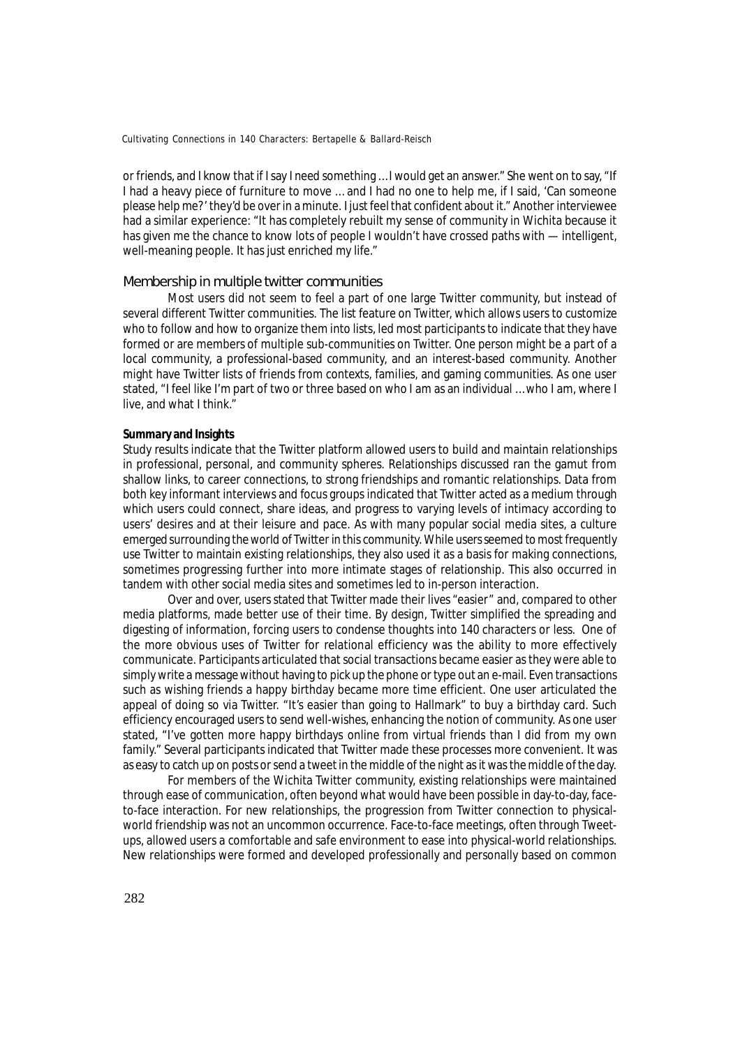or friends, and I know that if I say I need something …I would get an answer." She went on to say, "If I had a heavy piece of furniture to move … and I had no one to help me, if I said, 'Can someone please help me?' they'd be over in a minute. I just feel that confident about it." Another interviewee had a similar experience: "It has completely rebuilt my sense of community in Wichita because it has given me the chance to know lots of people I wouldn't have crossed paths with — intelligent, well-meaning people. It has just enriched my life."

### Membership in multiple twitter communities

Most users did not seem to feel a part of one large Twitter community, but instead of several different Twitter communities. The list feature on Twitter, which allows users to customize who to follow and how to organize them into lists, led most participants to indicate that they have formed or are members of multiple sub-communities on Twitter. One person might be a part of a local community, a professional-based community, and an interest-based community. Another might have Twitter lists of friends from contexts, families, and gaming communities. As one user stated, "I feel like I'm part of two or three based on who I am as an individual …who I am, where I live, and what I think."

**Summary and Insights**

Study results indicate that the Twitter platform allowed users to build and maintain relationships in professional, personal, and community spheres. Relationships discussed ran the gamut from shallow links, to career connections, to strong friendships and romantic relationships. Data from both key informant interviews and focus groups indicated that Twitter acted as a medium through which users could connect, share ideas, and progress to varying levels of intimacy according to users' desires and at their leisure and pace. As with many popular social media sites, a culture emerged surrounding the world of Twitter in this community. While users seemed to most frequently use Twitter to maintain existing relationships, they also used it as a basis for making connections, sometimes progressing further into more intimate stages of relationship. This also occurred in tandem with other social media sites and sometimes led to in-person interaction.

Over and over, users stated that Twitter made their lives "easier" and, compared to other media platforms, made better use of their time. By design, Twitter simplified the spreading and digesting of information, forcing users to condense thoughts into 140 characters or less. One of the more obvious uses of Twitter for relational efficiency was the ability to more effectively communicate. Participants articulated that social transactions became easier as they were able to simply write a message without having to pick up the phone or type out an e-mail. Even transactions such as wishing friends a happy birthday became more time efficient. One user articulated the appeal of doing so via Twitter. "It's easier than going to Hallmark" to buy a birthday card. Such efficiency encouraged users to send well-wishes, enhancing the notion of community. As one user stated, "I've gotten more happy birthdays online from virtual friends than I did from my own family." Several participants indicated that Twitter made these processes more convenient. It was as easy to catch up on posts or send a tweet in the middle of the night as it was the middle of the day.

For members of the Wichita Twitter community, existing relationships were maintained through ease of communication, often beyond what would have been possible in day-to-day, face-to-face interaction. For new relationships, the progression from Twitter connection to physical-world friendship was not an uncommon occurrence. Face-to-face meetings, often through Tweet-ups, allowed users a comfortable and safe environment to ease into physical-world relationships. New relationships were formed and developed professionally and personally based on common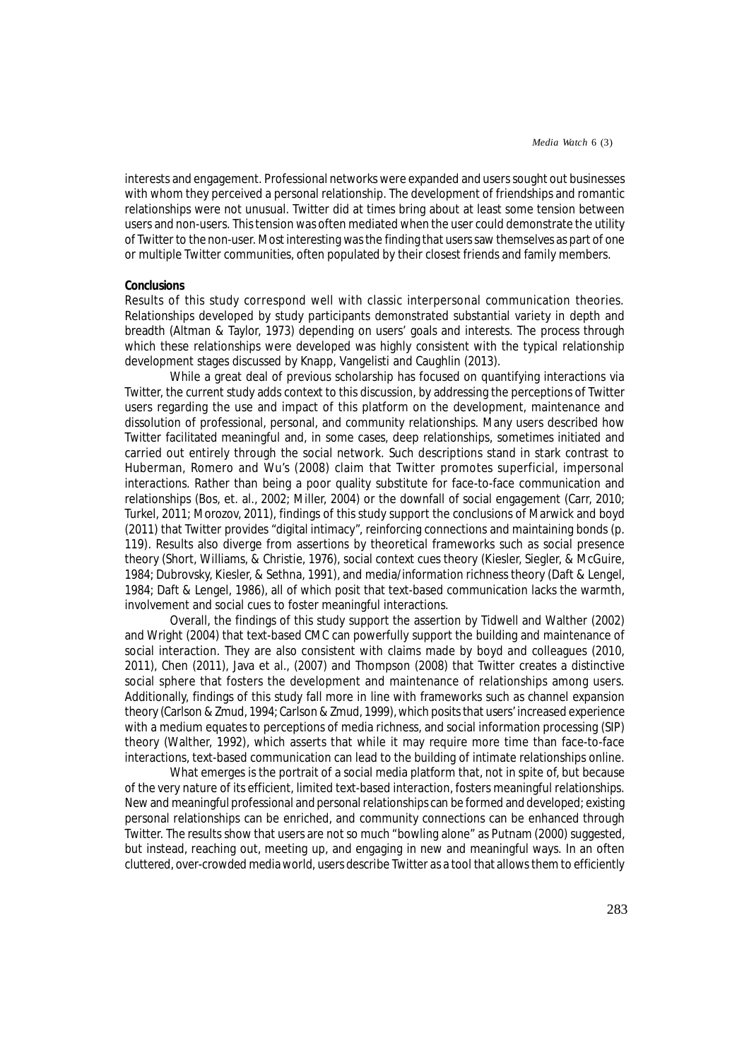interests and engagement. Professional networks were expanded and users sought out businesses with whom they perceived a personal relationship. The development of friendships and romantic relationships were not unusual. Twitter did at times bring about at least some tension between users and non-users. This tension was often mediated when the user could demonstrate the utility of Twitter to the non-user. Most interesting was the finding that users saw themselves as part of one or multiple Twitter communities, often populated by their closest friends and family members.

**Conclusions**

Results of this study correspond well with classic interpersonal communication theories. Relationships developed by study participants demonstrated substantial variety in depth and breadth (Altman & Taylor, 1973) depending on users' goals and interests. The process through which these relationships were developed was highly consistent with the typical relationship development stages discussed by Knapp, Vangelisti and Caughlin (2013).

While a great deal of previous scholarship has focused on quantifying interactions via Twitter, the current study adds context to this discussion, by addressing the perceptions of Twitter users regarding the use and impact of this platform on the development, maintenance and dissolution of professional, personal, and community relationships. Many users described how Twitter facilitated meaningful and, in some cases, deep relationships, sometimes initiated and carried out entirely through the social network. Such descriptions stand in stark contrast to Huberman, Romero and Wu's (2008) claim that Twitter promotes superficial, impersonal interactions. Rather than being a poor quality substitute for face-to-face communication and relationships (Bos, et. al., 2002; Miller, 2004) or the downfall of social engagement (Carr, 2010; Turkel, 2011; Morozov, 2011), findings of this study support the conclusions of Marwick and boyd (2011) that Twitter provides "digital intimacy", reinforcing connections and maintaining bonds (p. 119). Results also diverge from assertions by theoretical frameworks such as social presence theory (Short, Williams, & Christie, 1976), social context cues theory (Kiesler, Siegler, & McGuire, 1984; Dubrovsky, Kiesler, & Sethna, 1991), and media/information richness theory (Daft & Lengel, 1984; Daft & Lengel, 1986), all of which posit that text-based communication lacks the warmth, involvement and social cues to foster meaningful interactions.

Overall, the findings of this study support the assertion by Tidwell and Walther (2002) and Wright (2004) that text-based CMC can powerfully support the building and maintenance of social interaction. They are also consistent with claims made by boyd and colleagues (2010, 2011), Chen (2011), Java et al., (2007) and Thompson (2008) that Twitter creates a distinctive social sphere that fosters the development and maintenance of relationships among users. Additionally, findings of this study fall more in line with frameworks such as channel expansion theory (Carlson & Zmud, 1994; Carlson & Zmud, 1999), which posits that users' increased experience with a medium equates to perceptions of media richness, and social information processing (SIP) theory (Walther, 1992), which asserts that while it may require more time than face-to-face interactions, text-based communication can lead to the building of intimate relationships online.

What emerges is the portrait of a social media platform that, not in spite of, but because of the very nature of its efficient, limited text-based interaction, fosters meaningful relationships. New and meaningful professional and personal relationships can be formed and developed; existing personal relationships can be enriched, and community connections can be enhanced through Twitter. The results show that users are not so much "bowling alone" as Putnam (2000) suggested, but instead, reaching out, meeting up, and engaging in new and meaningful ways. In an often cluttered, over-crowded media world, users describe Twitter as a tool that allows them to efficiently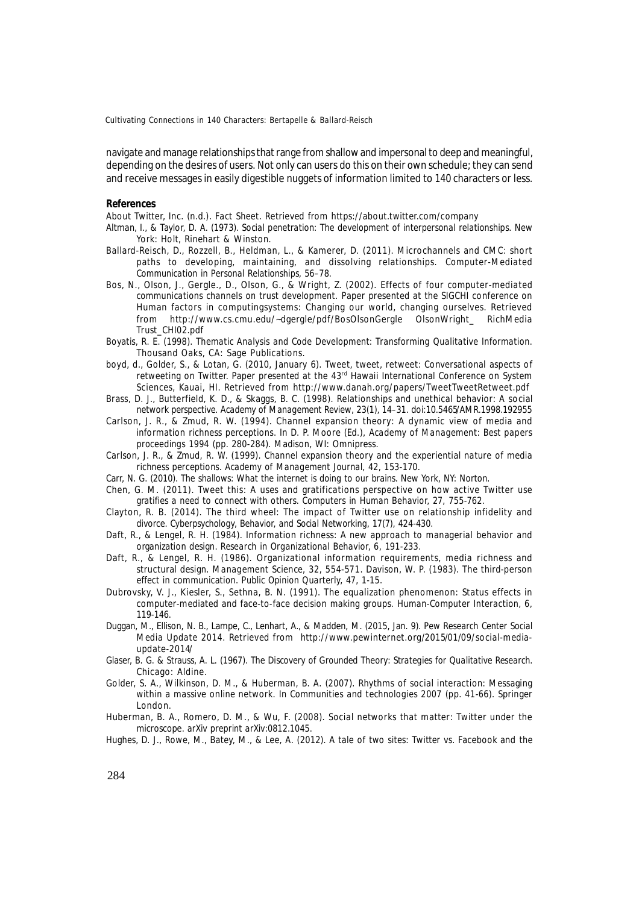navigate and manage relationships that range from shallow and impersonal to deep and meaningful, depending on the desires of users. Not only can users do this on their own schedule; they can send and receive messages in easily digestible nuggets of information limited to 140 characters or less.

## References

About Twitter, Inc. (n.d.). Fact Sheet. Retrieved from https://about.twitter.com/company

Altman, I., & Taylor, D. A. (1973). *Social penetration: The development of interpersonal relationships*. New York: Holt, Rinehart & Winston.

Ballard-Reisch, D., Rozzell, B., Heldman, L., & Kamerer, D. (2011). Microchannels and CMC: short paths to developing, maintaining, and dissolving relationships. *Computer-Mediated Communication in Personal Relationships*, 56–78.

Bos, N., Olson, J., Gergle., D., Olson, G., & Wright, Z. (2002). Effects of four computer-mediated communications channels on trust development. Paper presented at the SIGCHI conference on Human factors in computingsystems: Changing our world, changing ourselves. Retrieved from http://www.cs.cmu.edu/~dgergle/pdf/BosOlsonGergle OlsonWright_ RichMedia Trust_CHI02.pdf

Boyatis, R. E. (1998). *Thematic Analysis and Code Development: Transforming Qualitative Information*. Thousand Oaks, CA: Sage Publications.

boyd, d., Golder, S., & Lotan, G. (2010, January 6). Tweet, tweet, retweet: Conversational aspects of retweeting on Twitter. Paper presented at the 43rd Hawaii International Conference on System Sciences, Kauai, HI. Retrieved from http://www.danah.org/papers/TweetTweetRetweet.pdf

Brass, D. J., Butterfield, K. D., & Skaggs, B. C. (1998). Relationships and unethical behavior: A social network perspective. *Academy of Management Review*, 23(1), 14–31. doi:10.5465/AMR.1998.192955

Carlson, J. R., & Zmud, R. W. (1994). Channel expansion theory: A dynamic view of media and information richness perceptions. In D. P. Moore (Ed.), *Academy of Management: Best papers proceedings 1994* (pp. 280-284). Madison, WI: Omnipress.

Carlson, J. R., & Zmud, R. W. (1999). Channel expansion theory and the experiential nature of media richness perceptions. *Academy of Management Journal*, 42, 153-170.

Carr, N. G. (2010). *The shallows: What the internet is doing to our brains*. New York, NY: Norton.

Chen, G. M. (2011). Tweet this: A uses and gratifications perspective on how active Twitter use gratifies a need to connect with others. *Computers in Human Behavior*, 27, 755-762.

Clayton, R. B. (2014). The third wheel: The impact of Twitter use on relationship infidelity and divorce. *Cyberpsychology, Behavior, and Social Networking*, 17(7), 424-430.

Daft, R., & Lengel, R. H. (1984). Information richness: A new approach to managerial behavior and organization design. *Research in Organizational Behavior*, 6, 191-233.

Daft, R., & Lengel, R. H. (1986). Organizational information requirements, media richness and structural design. *Management Science*, 32, 554-571. Davison, W. P. (1983). The third-person effect in communication. *Public Opinion Quarterly*, 47, 1-15.

Dubrovsky, V. J., Kiesler, S., Sethna, B. N. (1991). The equalization phenomenon: Status effects in computer-mediated and face-to-face decision making groups. *Human-Computer Interaction*, 6, 119-146.

Duggan, M., Ellison, N. B., Lampe, C., Lenhart, A., & Madden, M. (2015, Jan. 9). *Pew Research Center Social Media Update 2014*. Retrieved from http://www.pewinternet.org/2015/01/09/social-media-update-2014/

Glaser, B. G. & Strauss, A. L. (1967). *The Discovery of Grounded Theory: Strategies for Qualitative Research*. Chicago: Aldine.

Golder, S. A., Wilkinson, D. M., & Huberman, B. A. (2007). Rhythms of social interaction: Messaging within a massive online network. In *Communities and technologies 2007* (pp. 41-66). Springer London.

Huberman, B. A., Romero, D. M., & Wu, F. (2008). Social networks that matter: Twitter under the microscope. *arXiv preprint arXiv:0812.1045*.

Hughes, D. J., Rowe, M., Batey, M., & Lee, A. (2012). A tale of two sites: Twitter vs. Facebook and the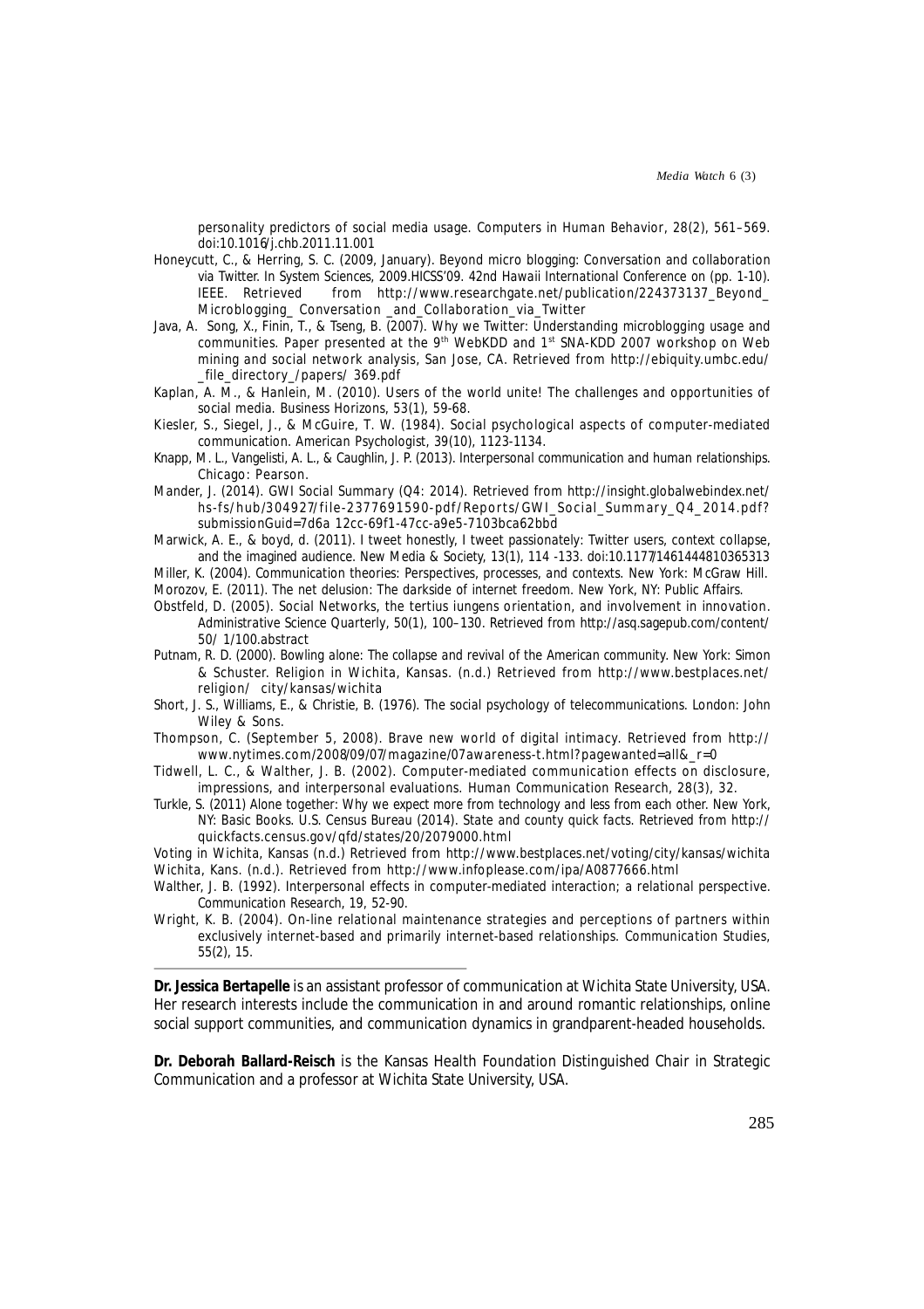personality predictors of social media usage. Computers in Human Behavior, 28(2), 561–569. doi:10.1016/j.chb.2011.11.001

Honeycutt, C., & Herring, S. C. (2009, January). Beyond micro blogging: Conversation and collaboration via Twitter. In System Sciences, 2009.HICSS'09. 42nd Hawaii International Conference on (pp. 1-10). IEEE. Retrieved from http://www.researchgate.net/publication/224373137_Beyond_ Microblogging_ Conversation _and_Collaboration_via_Twitter

Java, A. Song, X., Finin, T., & Tseng, B. (2007). Why we Twitter: Understanding microblogging usage and communities. Paper presented at the 9th WebKDD and 1st SNA-KDD 2007 workshop on Web mining and social network analysis, San Jose, CA. Retrieved from http://ebiquity.umbc.edu/ _file_directory_/papers/ 369.pdf

Kaplan, A. M., & Hanlein, M. (2010). Users of the world unite! The challenges and opportunities of social media. Business Horizons, 53(1), 59-68.

Kiesler, S., Siegel, J., & McGuire, T. W. (1984). Social psychological aspects of computer-mediated communication. American Psychologist, 39(10), 1123-1134.

Knapp, M. L., Vangelisti, A. L., & Caughlin, J. P. (2013). Interpersonal communication and human relationships. Chicago: Pearson.

Mander, J. (2014). GWI Social Summary (Q4: 2014). Retrieved from http://insight.globalwebindex.net/ hs-fs/hub/304927/file-2377691590-pdf/Reports/GWI_Social_Summary_Q4_2014.pdf? submissionGuid=7d6a 12cc-69f1-47cc-a9e5-7103bca62bbd

Marwick, A. E., & boyd, d. (2011). I tweet honestly, I tweet passionately: Twitter users, context collapse, and the imagined audience. New Media & Society, 13(1), 114 -133. doi:10.1177/1461444810365313

Miller, K. (2004). Communication theories: Perspectives, processes, and contexts. New York: McGraw Hill.

Morozov, E. (2011). The net delusion: The darkside of internet freedom. New York, NY: Public Affairs.

Obstfeld, D. (2005). Social Networks, the tertius iungens orientation, and involvement in innovation. Administrative Science Quarterly, 50(1), 100–130. Retrieved from http://asq.sagepub.com/content/ 50/ 1/100.abstract

Putnam, R. D. (2000). Bowling alone: The collapse and revival of the American community. New York: Simon & Schuster. Religion in Wichita, Kansas. (n.d.) Retrieved from http://www.bestplaces.net/ religion/ city/kansas/wichita

Short, J. S., Williams, E., & Christie, B. (1976). The social psychology of telecommunications. London: John Wiley & Sons.

Thompson, C. (September 5, 2008). Brave new world of digital intimacy. Retrieved from http:// www.nytimes.com/2008/09/07/magazine/07awareness-t.html?pagewanted=all&_r=0

Tidwell, L. C., & Walther, J. B. (2002). Computer-mediated communication effects on disclosure, impressions, and interpersonal evaluations. Human Communication Research, 28(3), 32.

Turkle, S. (2011) Alone together: Why we expect more from technology and less from each other. New York, NY: Basic Books. U.S. Census Bureau (2014). State and county quick facts. Retrieved from http:// quickfacts.census.gov/qfd/states/20/2079000.html

Voting in Wichita, Kansas (n.d.) Retrieved from http://www.bestplaces.net/voting/city/kansas/wichita

Wichita, Kans. (n.d.). Retrieved from http://www.infoplease.com/ipa/A0877666.html

Walther, J. B. (1992). Interpersonal effects in computer-mediated interaction; a relational perspective. Communication Research, 19, 52-90.

Wright, K. B. (2004). On-line relational maintenance strategies and perceptions of partners within exclusively internet-based and primarily internet-based relationships. Communication Studies, 55(2), 15.

---

**Dr. Jessica Bertapelle** is an assistant professor of communication at Wichita State University, USA. Her research interests include the communication in and around romantic relationships, online social support communities, and communication dynamics in grandparent-headed households.

**Dr. Deborah Ballard-Reisch** is the Kansas Health Foundation Distinguished Chair in Strategic Communication and a professor at Wichita State University, USA.